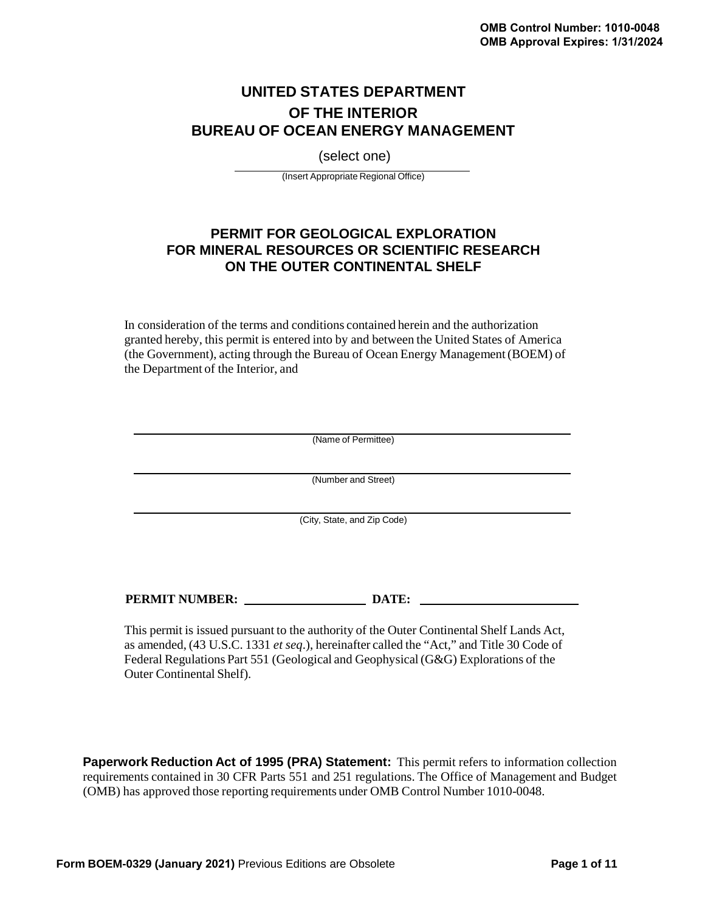OMB Control Number: 1010-0048
OMB Approval Expires: 1/31/2024

# UNITED STATES DEPARTMENT OF THE INTERIOR
# BUREAU OF OCEAN ENERGY MANAGEMENT

(select one)

______________________________
(Insert Appropriate Regional Office)

## PERMIT FOR GEOLOGICAL EXPLORATION FOR MINERAL RESOURCES OR SCIENTIFIC RESEARCH ON THE OUTER CONTINENTAL SHELF

In consideration of the terms and conditions contained herein and the authorization granted hereby, this permit is entered into by and between the United States of America (the Government), acting through the Bureau of Ocean Energy Management (BOEM) of the Department of the Interior, and

______________________________
(Name of Permittee)

______________________________
(Number and Street)

______________________________
(City, State, and Zip Code)

**PERMIT NUMBER:** ____________________ **DATE:** ____________________

This permit is issued pursuant to the authority of the Outer Continental Shelf Lands Act, as amended, (43 U.S.C. 1331 *et seq*.), hereinafter called the "Act," and Title 30 Code of Federal Regulations Part 551 (Geological and Geophysical (G&G) Explorations of the Outer Continental Shelf).

**Paperwork Reduction Act of 1995 (PRA) Statement:** This permit refers to information collection requirements contained in 30 CFR Parts 551 and 251 regulations. The Office of Management and Budget (OMB) has approved those reporting requirements under OMB Control Number 1010-0048.

**Form BOEM-0329 (January 2021)** Previous Editions are Obsolete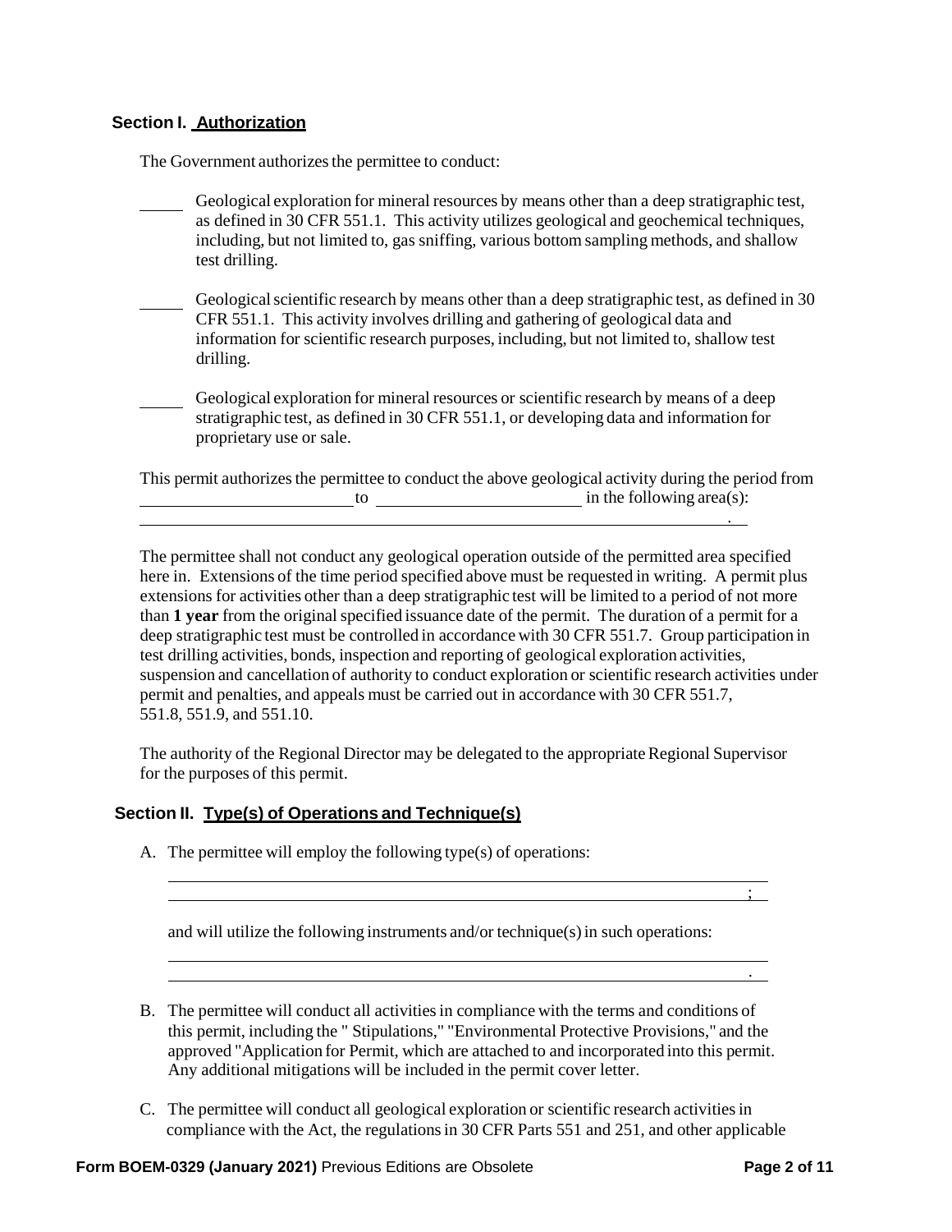## Section I. Authorization

The Government authorizes the permittee to conduct:

_____ Geological exploration for mineral resources by means other than a deep stratigraphic test, as defined in 30 CFR 551.1. This activity utilizes geological and geochemical techniques, including, but not limited to, gas sniffing, various bottom sampling methods, and shallow test drilling.

_____ Geological scientific research by means other than a deep stratigraphic test, as defined in 30 CFR 551.1. This activity involves drilling and gathering of geological data and information for scientific research purposes, including, but not limited to, shallow test drilling.

_____ Geological exploration for mineral resources or scientific research by means of a deep stratigraphic test, as defined in 30 CFR 551.1, or developing data and information for proprietary use or sale.

This permit authorizes the permittee to conduct the above geological activity during the period from _______________ to _______________ in the following area(s): ______________________________.

The permittee shall not conduct any geological operation outside of the permitted area specified here in. Extensions of the time period specified above must be requested in writing. A permit plus extensions for activities other than a deep stratigraphic test will be limited to a period of not more than **1 year** from the original specified issuance date of the permit. The duration of a permit for a deep stratigraphic test must be controlled in accordance with 30 CFR 551.7. Group participation in test drilling activities, bonds, inspection and reporting of geological exploration activities, suspension and cancellation of authority to conduct exploration or scientific research activities under permit and penalties, and appeals must be carried out in accordance with 30 CFR 551.7, 551.8, 551.9, and 551.10.

The authority of the Regional Director may be delegated to the appropriate Regional Supervisor for the purposes of this permit.

## Section II. Type(s) of Operations and Technique(s)

A. The permittee will employ the following type(s) of operations:

______________________________

______________________________;

and will utilize the following instruments and/or technique(s) in such operations:

______________________________

______________________________.

B. The permittee will conduct all activities in compliance with the terms and conditions of this permit, including the " Stipulations," "Environmental Protective Provisions," and the approved "Application for Permit, which are attached to and incorporated into this permit. Any additional mitigations will be included in the permit cover letter.

C. The permittee will conduct all geological exploration or scientific research activities in compliance with the Act, the regulations in 30 CFR Parts 551 and 251, and other applicable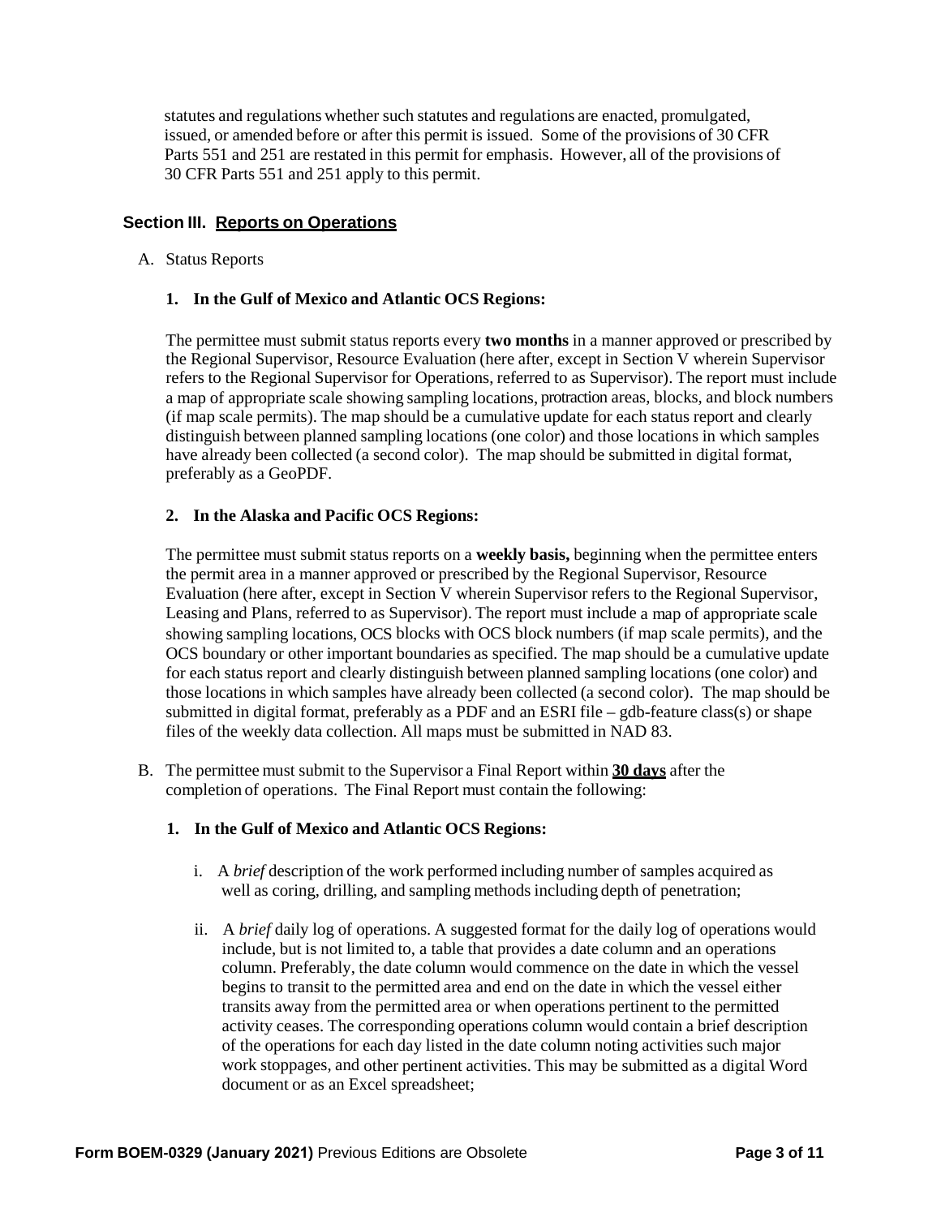statutes and regulations whether such statutes and regulations are enacted, promulgated, issued, or amended before or after this permit is issued. Some of the provisions of 30 CFR Parts 551 and 251 are restated in this permit for emphasis. However, all of the provisions of 30 CFR Parts 551 and 251 apply to this permit.

## Section III. Reports on Operations

A. Status Reports

**1. In the Gulf of Mexico and Atlantic OCS Regions:**

The permittee must submit status reports every **two months** in a manner approved or prescribed by the Regional Supervisor, Resource Evaluation (here after, except in Section V wherein Supervisor refers to the Regional Supervisor for Operations, referred to as Supervisor). The report must include a map of appropriate scale showing sampling locations, protraction areas, blocks, and block numbers (if map scale permits). The map should be a cumulative update for each status report and clearly distinguish between planned sampling locations (one color) and those locations in which samples have already been collected (a second color). The map should be submitted in digital format, preferably as a GeoPDF.

**2. In the Alaska and Pacific OCS Regions:**

The permittee must submit status reports on a **weekly basis,** beginning when the permittee enters the permit area in a manner approved or prescribed by the Regional Supervisor, Resource Evaluation (here after, except in Section V wherein Supervisor refers to the Regional Supervisor, Leasing and Plans, referred to as Supervisor). The report must include a map of appropriate scale showing sampling locations, OCS blocks with OCS block numbers (if map scale permits), and the OCS boundary or other important boundaries as specified. The map should be a cumulative update for each status report and clearly distinguish between planned sampling locations (one color) and those locations in which samples have already been collected (a second color). The map should be submitted in digital format, preferably as a PDF and an ESRI file – gdb-feature class(s) or shape files of the weekly data collection. All maps must be submitted in NAD 83.

B. The permittee must submit to the Supervisor a Final Report within **30 days** after the completion of operations. The Final Report must contain the following:

**1. In the Gulf of Mexico and Atlantic OCS Regions:**

i. A *brief* description of the work performed including number of samples acquired as well as coring, drilling, and sampling methods including depth of penetration;

ii. A *brief* daily log of operations. A suggested format for the daily log of operations would include, but is not limited to, a table that provides a date column and an operations column. Preferably, the date column would commence on the date in which the vessel begins to transit to the permitted area and end on the date in which the vessel either transits away from the permitted area or when operations pertinent to the permitted activity ceases. The corresponding operations column would contain a brief description of the operations for each day listed in the date column noting activities such major work stoppages, and other pertinent activities. This may be submitted as a digital Word document or as an Excel spreadsheet;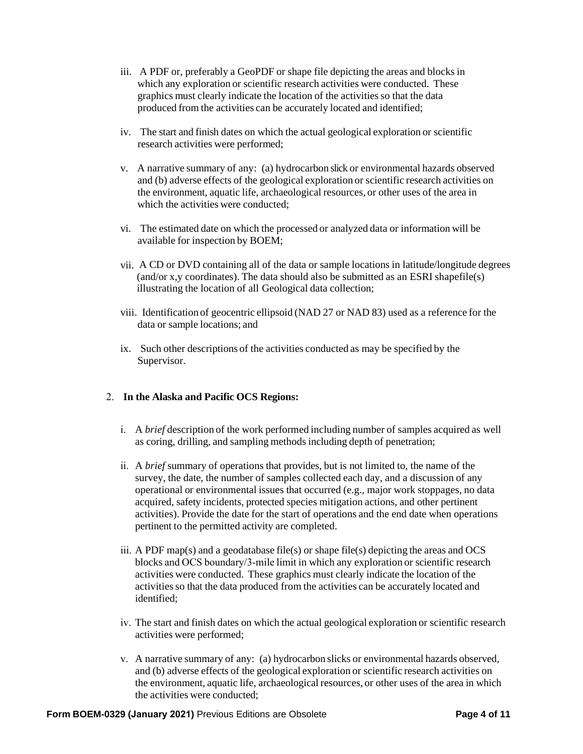iii. A PDF or, preferably a GeoPDF or shape file depicting the areas and blocks in which any exploration or scientific research activities were conducted. These graphics must clearly indicate the location of the activities so that the data produced from the activities can be accurately located and identified;

iv. The start and finish dates on which the actual geological exploration or scientific research activities were performed;

v. A narrative summary of any: (a) hydrocarbon slick or environmental hazards observed and (b) adverse effects of the geological exploration or scientific research activities on the environment, aquatic life, archaeological resources, or other uses of the area in which the activities were conducted;

vi. The estimated date on which the processed or analyzed data or information will be available for inspection by BOEM;

vii. A CD or DVD containing all of the data or sample locations in latitude/longitude degrees (and/or x,y coordinates). The data should also be submitted as an ESRI shapefile(s) illustrating the location of all Geological data collection;

viii. Identification of geocentric ellipsoid (NAD 27 or NAD 83) used as a reference for the data or sample locations; and

ix. Such other descriptions of the activities conducted as may be specified by the Supervisor.

2. **In the Alaska and Pacific OCS Regions:**

i. A *brief* description of the work performed including number of samples acquired as well as coring, drilling, and sampling methods including depth of penetration;

ii. A *brief* summary of operations that provides, but is not limited to, the name of the survey, the date, the number of samples collected each day, and a discussion of any operational or environmental issues that occurred (e.g., major work stoppages, no data acquired, safety incidents, protected species mitigation actions, and other pertinent activities). Provide the date for the start of operations and the end date when operations pertinent to the permitted activity are completed.

iii. A PDF map(s) and a geodatabase file(s) or shape file(s) depicting the areas and OCS blocks and OCS boundary/3-mile limit in which any exploration or scientific research activities were conducted. These graphics must clearly indicate the location of the activities so that the data produced from the activities can be accurately located and identified;

iv. The start and finish dates on which the actual geological exploration or scientific research activities were performed;

v. A narrative summary of any: (a) hydrocarbon slicks or environmental hazards observed, and (b) adverse effects of the geological exploration or scientific research activities on the environment, aquatic life, archaeological resources, or other uses of the area in which the activities were conducted;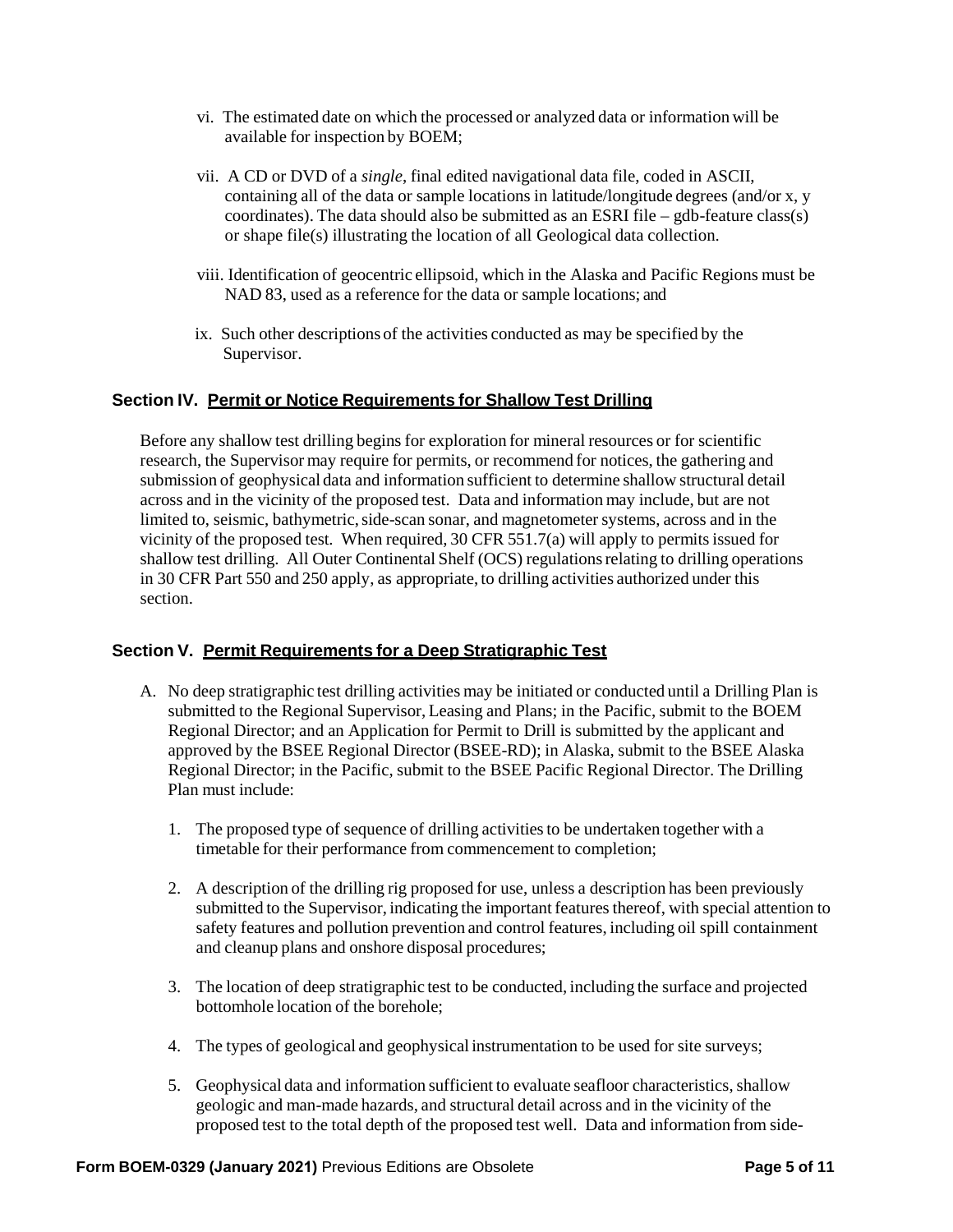vi. The estimated date on which the processed or analyzed data or information will be available for inspection by BOEM;

vii. A CD or DVD of a *single*, final edited navigational data file, coded in ASCII, containing all of the data or sample locations in latitude/longitude degrees (and/or x, y coordinates). The data should also be submitted as an ESRI file – gdb-feature class(s) or shape file(s) illustrating the location of all Geological data collection.

viii. Identification of geocentric ellipsoid, which in the Alaska and Pacific Regions must be NAD 83, used as a reference for the data or sample locations; and

ix. Such other descriptions of the activities conducted as may be specified by the Supervisor.

## Section IV. <u>Permit or Notice Requirements for Shallow Test Drilling</u>

Before any shallow test drilling begins for exploration for mineral resources or for scientific research, the Supervisor may require for permits, or recommend for notices, the gathering and submission of geophysical data and information sufficient to determine shallow structural detail across and in the vicinity of the proposed test. Data and information may include, but are not limited to, seismic, bathymetric, side-scan sonar, and magnetometer systems, across and in the vicinity of the proposed test. When required, 30 CFR 551.7(a) will apply to permits issued for shallow test drilling. All Outer Continental Shelf (OCS) regulations relating to drilling operations in 30 CFR Part 550 and 250 apply, as appropriate, to drilling activities authorized under this section.

## Section V. <u>Permit Requirements for a Deep Stratigraphic Test</u>

A. No deep stratigraphic test drilling activities may be initiated or conducted until a Drilling Plan is submitted to the Regional Supervisor, Leasing and Plans; in the Pacific, submit to the BOEM Regional Director; and an Application for Permit to Drill is submitted by the applicant and approved by the BSEE Regional Director (BSEE-RD); in Alaska, submit to the BSEE Alaska Regional Director; in the Pacific, submit to the BSEE Pacific Regional Director. The Drilling Plan must include:

1. The proposed type of sequence of drilling activities to be undertaken together with a timetable for their performance from commencement to completion;

2. A description of the drilling rig proposed for use, unless a description has been previously submitted to the Supervisor, indicating the important features thereof, with special attention to safety features and pollution prevention and control features, including oil spill containment and cleanup plans and onshore disposal procedures;

3. The location of deep stratigraphic test to be conducted, including the surface and projected bottomhole location of the borehole;

4. The types of geological and geophysical instrumentation to be used for site surveys;

5. Geophysical data and information sufficient to evaluate seafloor characteristics, shallow geologic and man-made hazards, and structural detail across and in the vicinity of the proposed test to the total depth of the proposed test well. Data and information from side-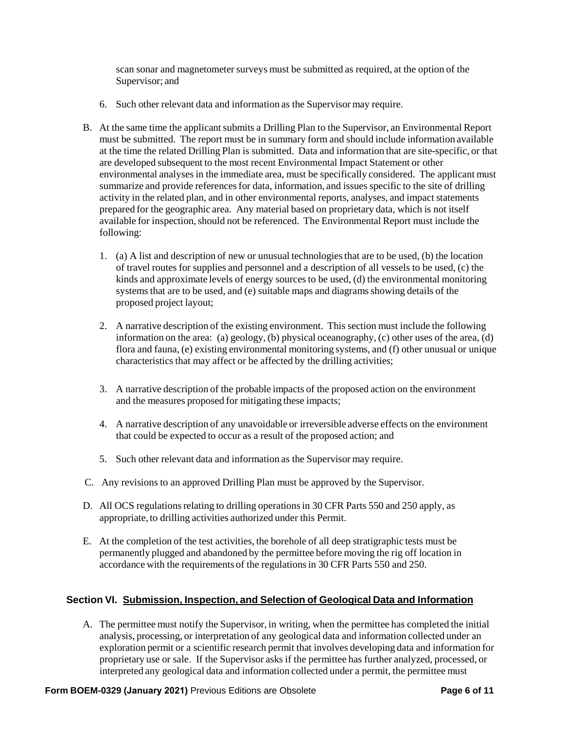scan sonar and magnetometer surveys must be submitted as required, at the option of the Supervisor; and

6. Such other relevant data and information as the Supervisor may require.

B. At the same time the applicant submits a Drilling Plan to the Supervisor, an Environmental Report must be submitted. The report must be in summary form and should include information available at the time the related Drilling Plan is submitted. Data and information that are site-specific, or that are developed subsequent to the most recent Environmental Impact Statement or other environmental analyses in the immediate area, must be specifically considered. The applicant must summarize and provide references for data, information, and issues specific to the site of drilling activity in the related plan, and in other environmental reports, analyses, and impact statements prepared for the geographic area. Any material based on proprietary data, which is not itself available for inspection, should not be referenced. The Environmental Report must include the following:

   1. (a) A list and description of new or unusual technologies that are to be used, (b) the location of travel routes for supplies and personnel and a description of all vessels to be used, (c) the kinds and approximate levels of energy sources to be used, (d) the environmental monitoring systems that are to be used, and (e) suitable maps and diagrams showing details of the proposed project layout;

   2. A narrative description of the existing environment. This section must include the following information on the area: (a) geology, (b) physical oceanography, (c) other uses of the area, (d) flora and fauna, (e) existing environmental monitoring systems, and (f) other unusual or unique characteristics that may affect or be affected by the drilling activities;

   3. A narrative description of the probable impacts of the proposed action on the environment and the measures proposed for mitigating these impacts;

   4. A narrative description of any unavoidable or irreversible adverse effects on the environment that could be expected to occur as a result of the proposed action; and

   5. Such other relevant data and information as the Supervisor may require.

C. Any revisions to an approved Drilling Plan must be approved by the Supervisor.

D. All OCS regulations relating to drilling operations in 30 CFR Parts 550 and 250 apply, as appropriate, to drilling activities authorized under this Permit.

E. At the completion of the test activities, the borehole of all deep stratigraphic tests must be permanently plugged and abandoned by the permittee before moving the rig off location in accordance with the requirements of the regulations in 30 CFR Parts 550 and 250.

## Section VI. Submission, Inspection, and Selection of Geological Data and Information

A. The permittee must notify the Supervisor, in writing, when the permittee has completed the initial analysis, processing, or interpretation of any geological data and information collected under an exploration permit or a scientific research permit that involves developing data and information for proprietary use or sale. If the Supervisor asks if the permittee has further analyzed, processed, or interpreted any geological data and information collected under a permit, the permittee must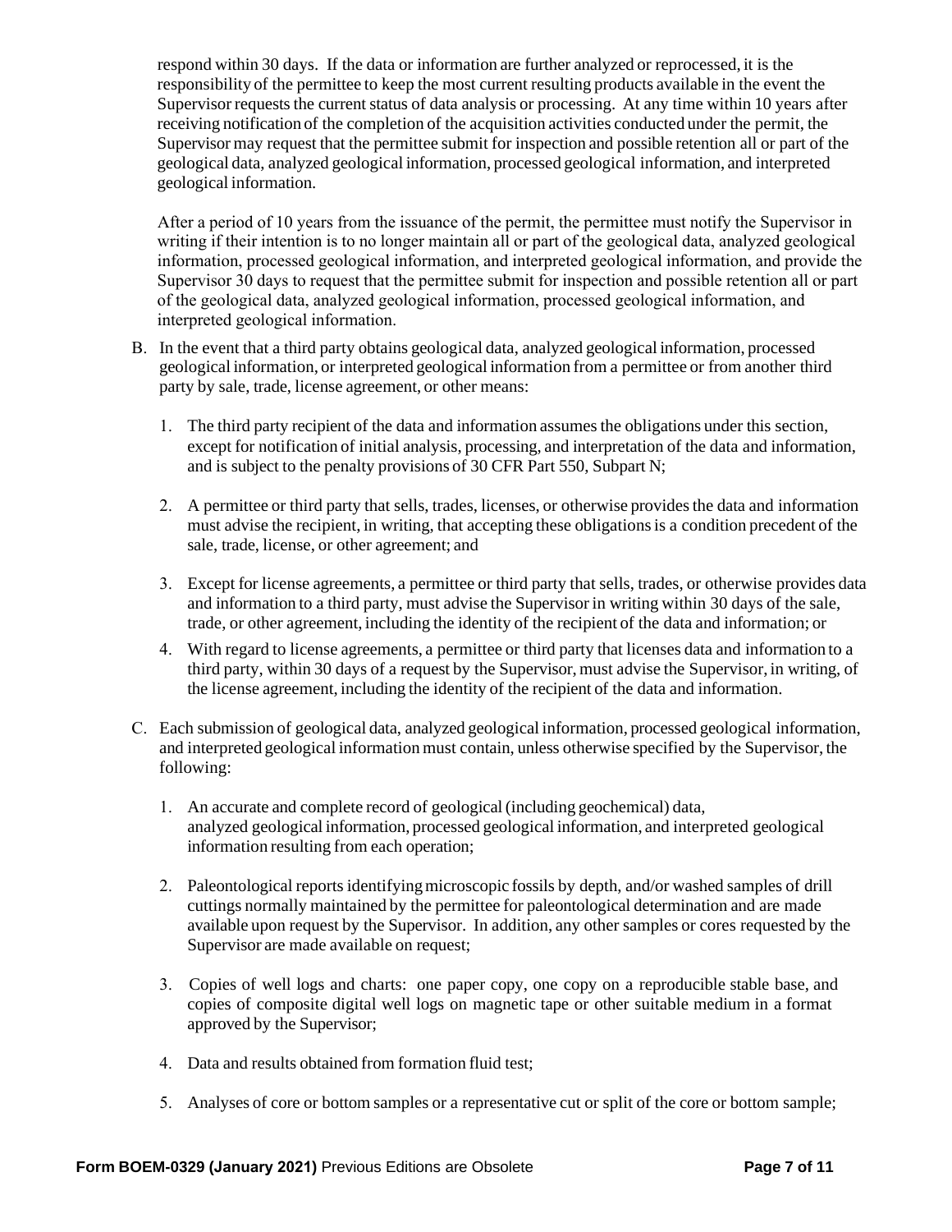respond within 30 days. If the data or information are further analyzed or reprocessed, it is the responsibility of the permittee to keep the most current resulting products available in the event the Supervisor requests the current status of data analysis or processing. At any time within 10 years after receiving notification of the completion of the acquisition activities conducted under the permit, the Supervisor may request that the permittee submit for inspection and possible retention all or part of the geological data, analyzed geological information, processed geological information, and interpreted geological information.

After a period of 10 years from the issuance of the permit, the permittee must notify the Supervisor in writing if their intention is to no longer maintain all or part of the geological data, analyzed geological information, processed geological information, and interpreted geological information, and provide the Supervisor 30 days to request that the permittee submit for inspection and possible retention all or part of the geological data, analyzed geological information, processed geological information, and interpreted geological information.

B. In the event that a third party obtains geological data, analyzed geological information, processed geological information, or interpreted geological information from a permittee or from another third party by sale, trade, license agreement, or other means:

   1. The third party recipient of the data and information assumes the obligations under this section, except for notification of initial analysis, processing, and interpretation of the data and information, and is subject to the penalty provisions of 30 CFR Part 550, Subpart N;

   2. A permittee or third party that sells, trades, licenses, or otherwise provides the data and information must advise the recipient, in writing, that accepting these obligations is a condition precedent of the sale, trade, license, or other agreement; and

   3. Except for license agreements, a permittee or third party that sells, trades, or otherwise provides data and information to a third party, must advise the Supervisor in writing within 30 days of the sale, trade, or other agreement, including the identity of the recipient of the data and information; or

   4. With regard to license agreements, a permittee or third party that licenses data and information to a third party, within 30 days of a request by the Supervisor, must advise the Supervisor, in writing, of the license agreement, including the identity of the recipient of the data and information.

C. Each submission of geological data, analyzed geological information, processed geological information, and interpreted geological information must contain, unless otherwise specified by the Supervisor, the following:

   1. An accurate and complete record of geological (including geochemical) data, analyzed geological information, processed geological information, and interpreted geological information resulting from each operation;

   2. Paleontological reports identifying microscopic fossils by depth, and/or washed samples of drill cuttings normally maintained by the permittee for paleontological determination and are made available upon request by the Supervisor. In addition, any other samples or cores requested by the Supervisor are made available on request;

   3. Copies of well logs and charts: one paper copy, one copy on a reproducible stable base, and copies of composite digital well logs on magnetic tape or other suitable medium in a format approved by the Supervisor;

   4. Data and results obtained from formation fluid test;

   5. Analyses of core or bottom samples or a representative cut or split of the core or bottom sample;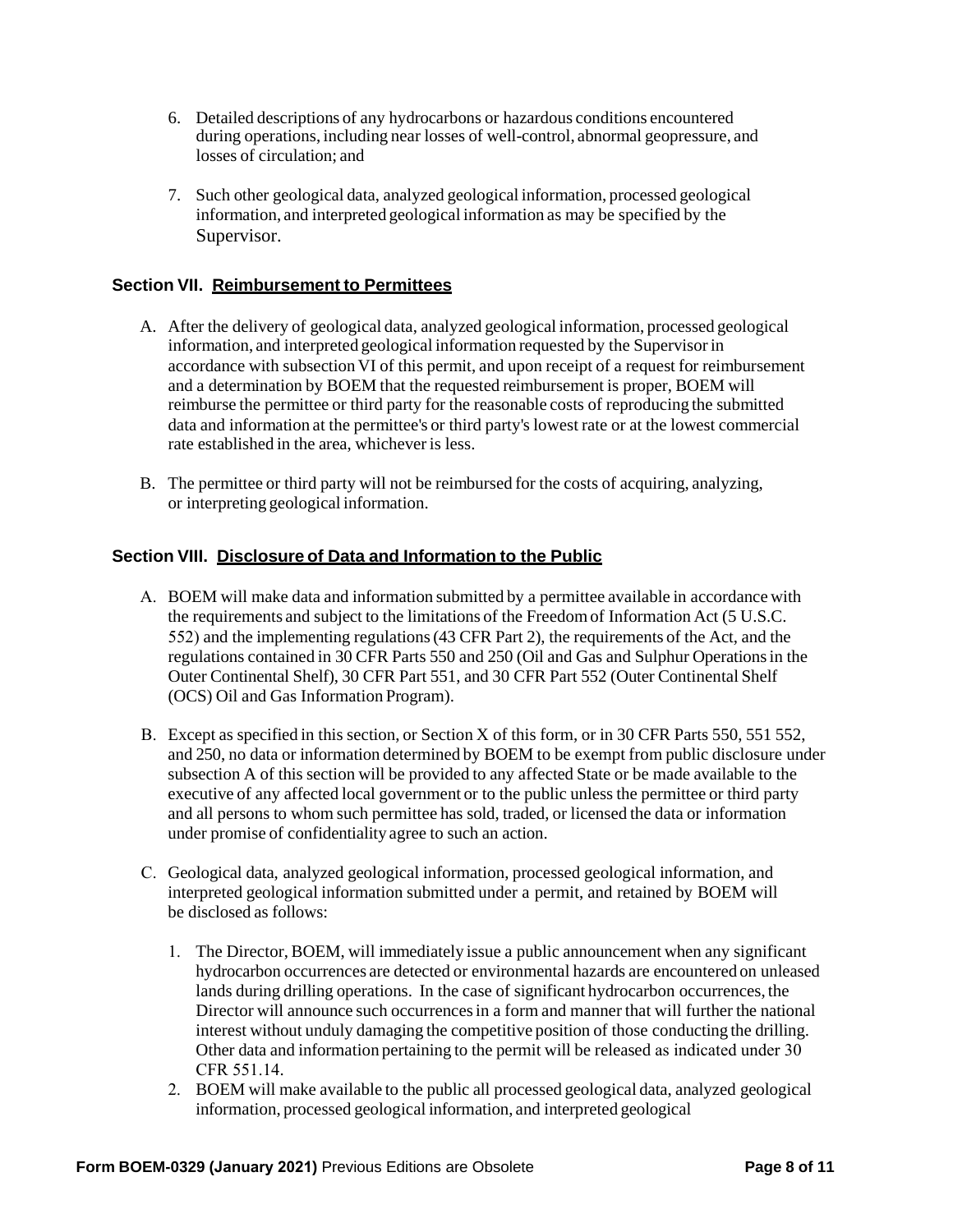6. Detailed descriptions of any hydrocarbons or hazardous conditions encountered during operations, including near losses of well-control, abnormal geopressure, and losses of circulation; and

7. Such other geological data, analyzed geological information, processed geological information, and interpreted geological information as may be specified by the Supervisor.

## Section VII. Reimbursement to Permittees

A. After the delivery of geological data, analyzed geological information, processed geological information, and interpreted geological information requested by the Supervisor in accordance with subsection VI of this permit, and upon receipt of a request for reimbursement and a determination by BOEM that the requested reimbursement is proper, BOEM will reimburse the permittee or third party for the reasonable costs of reproducing the submitted data and information at the permittee's or third party's lowest rate or at the lowest commercial rate established in the area, whichever is less.

B. The permittee or third party will not be reimbursed for the costs of acquiring, analyzing, or interpreting geological information.

## Section VIII. Disclosure of Data and Information to the Public

A. BOEM will make data and information submitted by a permittee available in accordance with the requirements and subject to the limitations of the Freedom of Information Act (5 U.S.C. 552) and the implementing regulations (43 CFR Part 2), the requirements of the Act, and the regulations contained in 30 CFR Parts 550 and 250 (Oil and Gas and Sulphur Operations in the Outer Continental Shelf), 30 CFR Part 551, and 30 CFR Part 552 (Outer Continental Shelf (OCS) Oil and Gas Information Program).

B. Except as specified in this section, or Section X of this form, or in 30 CFR Parts 550, 551 552, and 250, no data or information determined by BOEM to be exempt from public disclosure under subsection A of this section will be provided to any affected State or be made available to the executive of any affected local government or to the public unless the permittee or third party and all persons to whom such permittee has sold, traded, or licensed the data or information under promise of confidentiality agree to such an action.

C. Geological data, analyzed geological information, processed geological information, and interpreted geological information submitted under a permit, and retained by BOEM will be disclosed as follows:

   1. The Director, BOEM, will immediately issue a public announcement when any significant hydrocarbon occurrences are detected or environmental hazards are encountered on unleased lands during drilling operations. In the case of significant hydrocarbon occurrences, the Director will announce such occurrences in a form and manner that will further the national interest without unduly damaging the competitive position of those conducting the drilling. Other data and information pertaining to the permit will be released as indicated under 30 CFR 551.14.
   2. BOEM will make available to the public all processed geological data, analyzed geological information, processed geological information, and interpreted geological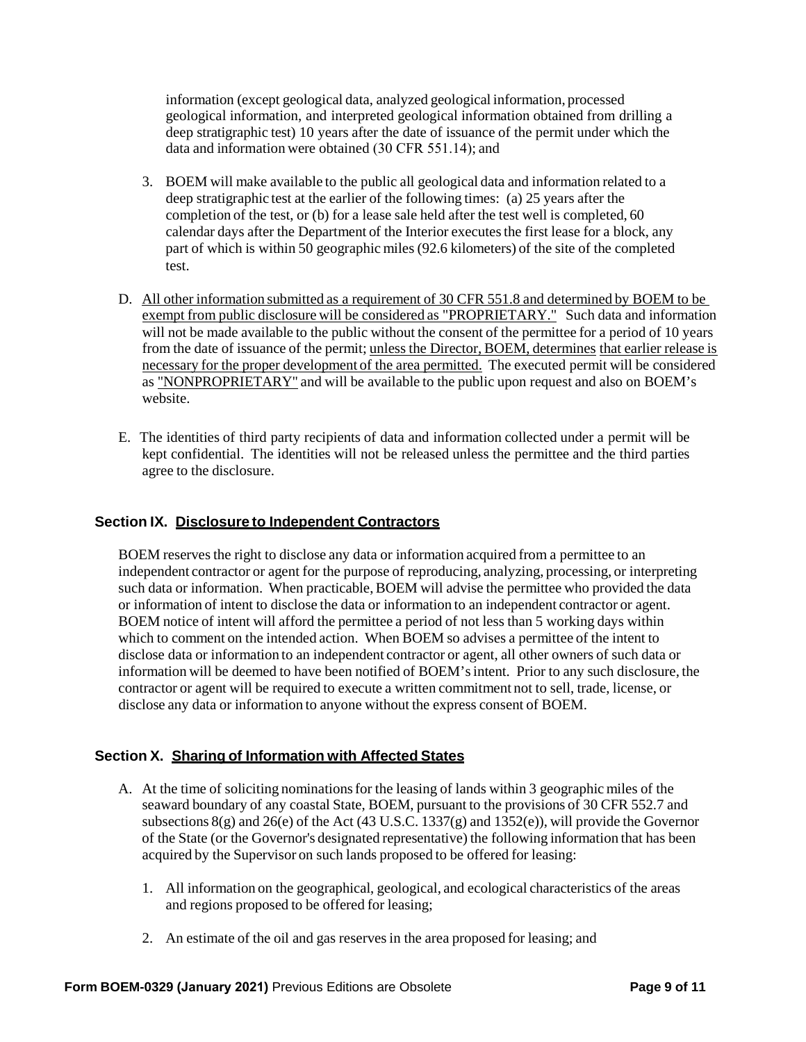information (except geological data, analyzed geological information, processed geological information, and interpreted geological information obtained from drilling a deep stratigraphic test) 10 years after the date of issuance of the permit under which the data and information were obtained (30 CFR 551.14); and

3. BOEM will make available to the public all geological data and information related to a deep stratigraphic test at the earlier of the following times: (a) 25 years after the completion of the test, or (b) for a lease sale held after the test well is completed, 60 calendar days after the Department of the Interior executes the first lease for a block, any part of which is within 50 geographic miles (92.6 kilometers) of the site of the completed test.

D. <u>All other information submitted as a requirement of 30 CFR 551.8 and determined by BOEM to be exempt from public disclosure will be considered as "PROPRIETARY."</u> Such data and information will not be made available to the public without the consent of the permittee for a period of 10 years from the date of issuance of the permit; <u>unless the Director, BOEM, determines</u> <u>that earlier release is necessary for the proper development of the area permitted.</u> The executed permit will be considered as <u>"NONPROPRIETARY"</u> and will be available to the public upon request and also on BOEM's website.

E. The identities of third party recipients of data and information collected under a permit will be kept confidential. The identities will not be released unless the permittee and the third parties agree to the disclosure.

## Section IX. <u>Disclosure to Independent Contractors</u>

BOEM reserves the right to disclose any data or information acquired from a permittee to an independent contractor or agent for the purpose of reproducing, analyzing, processing, or interpreting such data or information. When practicable, BOEM will advise the permittee who provided the data or information of intent to disclose the data or information to an independent contractor or agent. BOEM notice of intent will afford the permittee a period of not less than 5 working days within which to comment on the intended action. When BOEM so advises a permittee of the intent to disclose data or information to an independent contractor or agent, all other owners of such data or information will be deemed to have been notified of BOEM's intent. Prior to any such disclosure, the contractor or agent will be required to execute a written commitment not to sell, trade, license, or disclose any data or information to anyone without the express consent of BOEM.

## Section X. <u>Sharing of Information with Affected States</u>

A. At the time of soliciting nominations for the leasing of lands within 3 geographic miles of the seaward boundary of any coastal State, BOEM, pursuant to the provisions of 30 CFR 552.7 and subsections 8(g) and 26(e) of the Act (43 U.S.C. 1337(g) and 1352(e)), will provide the Governor of the State (or the Governor's designated representative) the following information that has been acquired by the Supervisor on such lands proposed to be offered for leasing:

1. All information on the geographical, geological, and ecological characteristics of the areas and regions proposed to be offered for leasing;

2. An estimate of the oil and gas reserves in the area proposed for leasing; and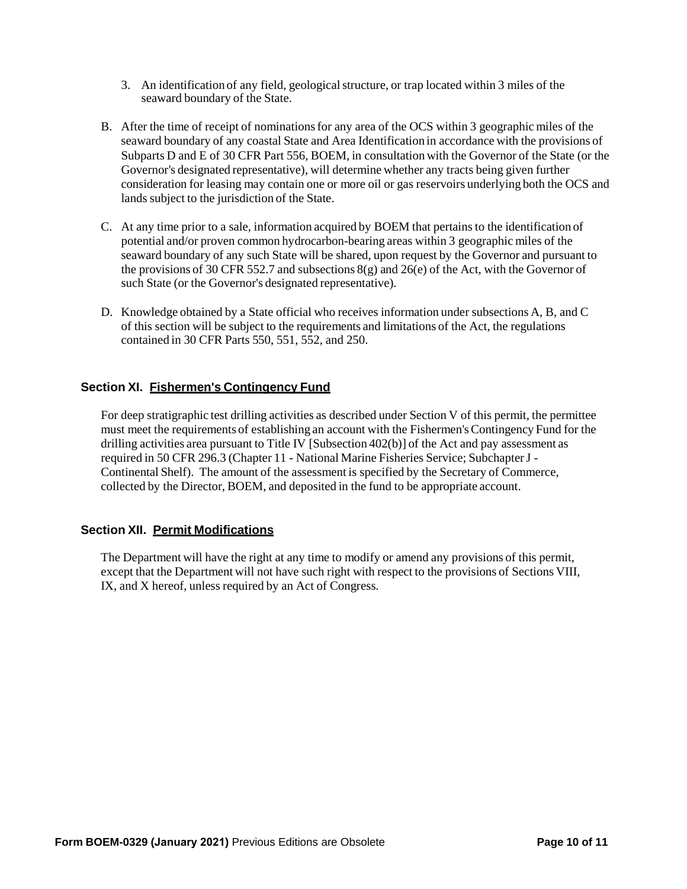3. An identification of any field, geological structure, or trap located within 3 miles of the seaward boundary of the State.

B. After the time of receipt of nominations for any area of the OCS within 3 geographic miles of the seaward boundary of any coastal State and Area Identification in accordance with the provisions of Subparts D and E of 30 CFR Part 556, BOEM, in consultation with the Governor of the State (or the Governor's designated representative), will determine whether any tracts being given further consideration for leasing may contain one or more oil or gas reservoirs underlying both the OCS and lands subject to the jurisdiction of the State.

C. At any time prior to a sale, information acquired by BOEM that pertains to the identification of potential and/or proven common hydrocarbon-bearing areas within 3 geographic miles of the seaward boundary of any such State will be shared, upon request by the Governor and pursuant to the provisions of 30 CFR 552.7 and subsections 8(g) and 26(e) of the Act, with the Governor of such State (or the Governor's designated representative).

D. Knowledge obtained by a State official who receives information under subsections A, B, and C of this section will be subject to the requirements and limitations of the Act, the regulations contained in 30 CFR Parts 550, 551, 552, and 250.

## Section XI. Fishermen's Contingency Fund

For deep stratigraphic test drilling activities as described under Section V of this permit, the permittee must meet the requirements of establishing an account with the Fishermen's Contingency Fund for the drilling activities area pursuant to Title IV [Subsection 402(b)] of the Act and pay assessment as required in 50 CFR 296.3 (Chapter 11 - National Marine Fisheries Service; Subchapter J - Continental Shelf). The amount of the assessment is specified by the Secretary of Commerce, collected by the Director, BOEM, and deposited in the fund to be appropriate account.

## Section XII. Permit Modifications

The Department will have the right at any time to modify or amend any provisions of this permit, except that the Department will not have such right with respect to the provisions of Sections VIII, IX, and X hereof, unless required by an Act of Congress.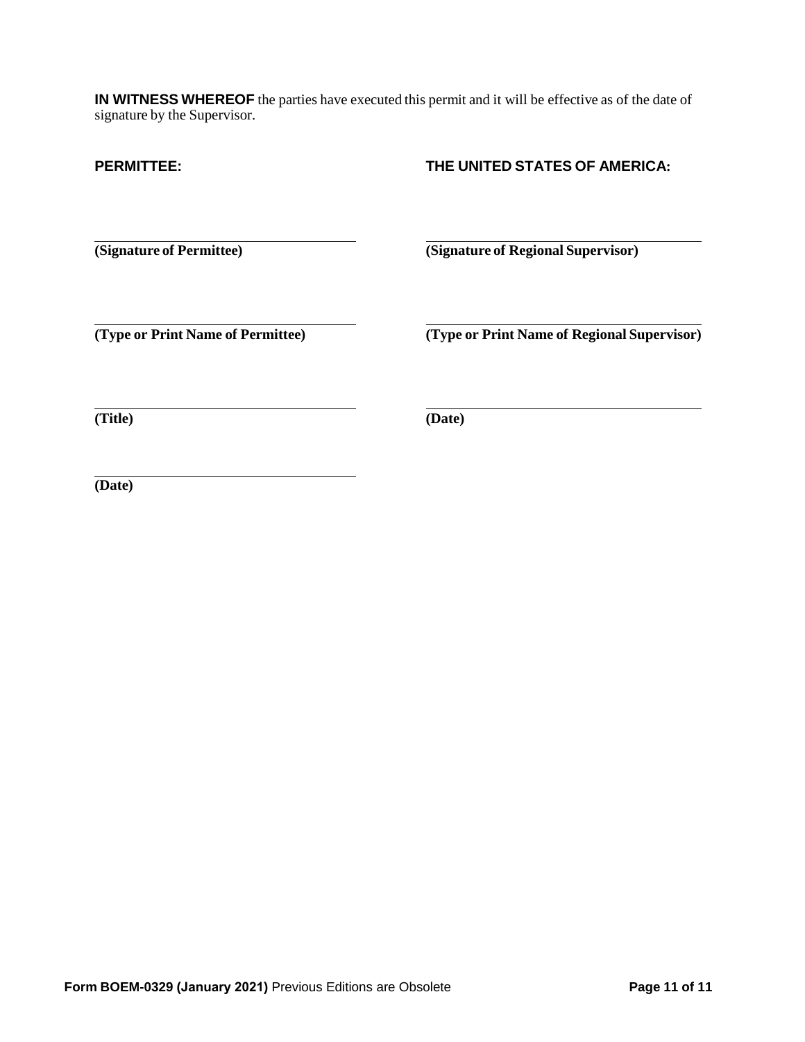**IN WITNESS WHEREOF** the parties have executed this permit and it will be effective as of the date of signature by the Supervisor.

| **PERMITTEE:** | **THE UNITED STATES OF AMERICA:** |
| --- | --- |
| ______________________________ | ______________________________ |
| **(Signature of Permittee)** | **(Signature of Regional Supervisor)** |
| ______________________________ | ______________________________ |
| **(Type or Print Name of Permittee)** | **(Type or Print Name of Regional Supervisor)** |
| ______________________________ | ______________________________ |
| **(Title)** | **(Date)** |
| ______________________________ | |
| **(Date)** | |

**Form BOEM-0329 (January 2021)** Previous Editions are Obsolete